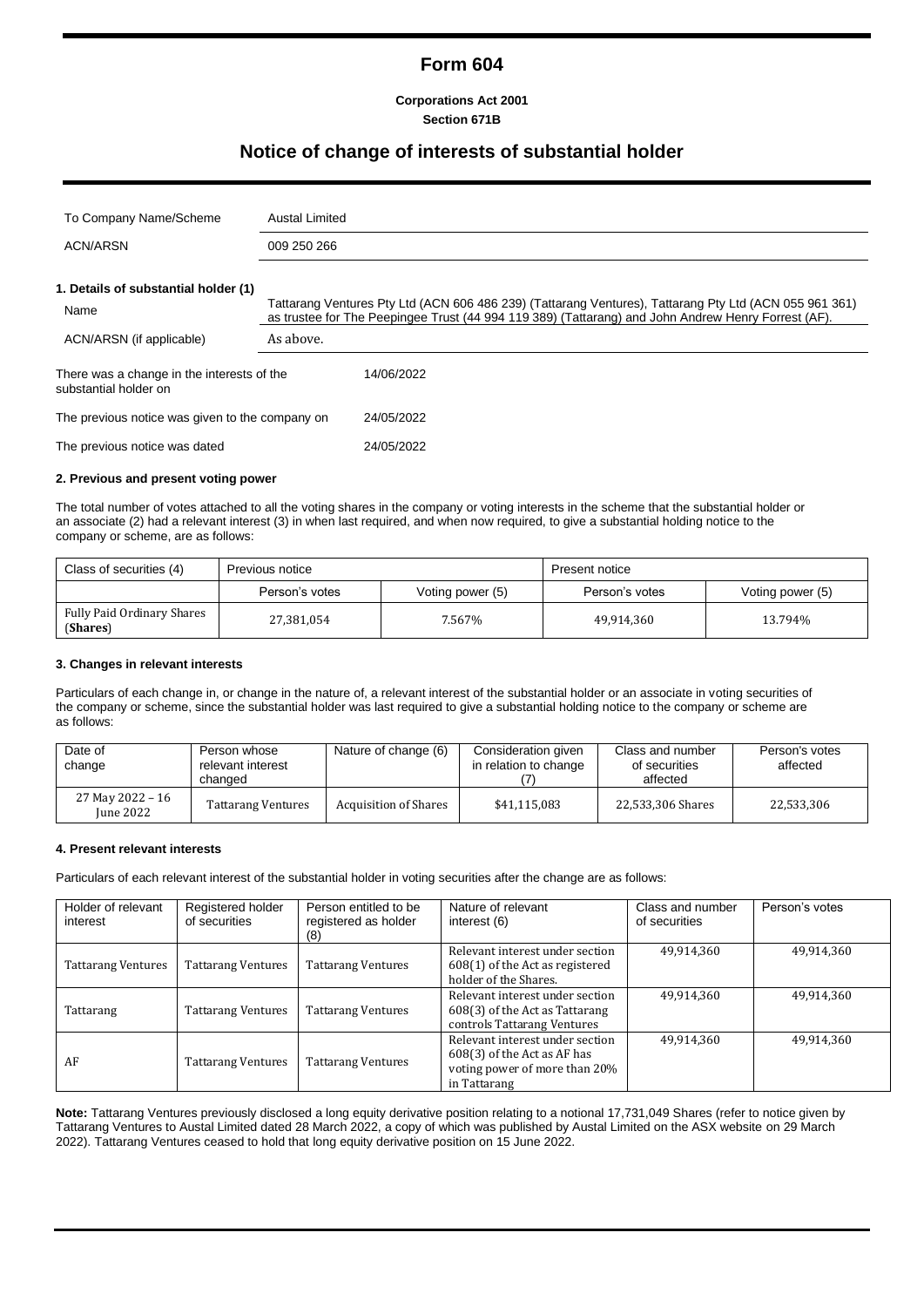# Form 604

**Corporations Act 2001**
**Section 671B**

## Notice of change of interests of substantial holder

| | |
|---|---|
| To Company Name/Scheme | Austal Limited |
| ACN/ARSN | 009 250 266 |

**1. Details of substantial holder (1)**

| | |
|---|---|
| Name | Tattarang Ventures Pty Ltd (ACN 606 486 239) (Tattarang Ventures), Tattarang Pty Ltd (ACN 055 961 361) as trustee for The Peepingee Trust (44 994 119 389) (Tattarang) and John Andrew Henry Forrest (AF). |
| ACN/ARSN (if applicable) | As above. |

| | |
|---|---|
| There was a change in the interests of the substantial holder on | 14/06/2022 |
| The previous notice was given to the company on | 24/05/2022 |
| The previous notice was dated | 24/05/2022 |

**2. Previous and present voting power**

The total number of votes attached to all the voting shares in the company or voting interests in the scheme that the substantial holder or an associate (2) had a relevant interest (3) in when last required, and when now required, to give a substantial holding notice to the company or scheme, are as follows:

| Class of securities (4) | Previous notice | | Present notice | |
|---|---|---|---|---|
| | Person's votes | Voting power (5) | Person's votes | Voting power (5) |
| Fully Paid Ordinary Shares (**Shares**) | 27,381,054 | 7.567% | 49,914,360 | 13.794% |

**3. Changes in relevant interests**

Particulars of each change in, or change in the nature of, a relevant interest of the substantial holder or an associate in voting securities of the company or scheme, since the substantial holder was last required to give a substantial holding notice to the company or scheme are as follows:

| Date of change | Person whose relevant interest changed | Nature of change (6) | Consideration given in relation to change (7) | Class and number of securities affected | Person's votes affected |
|---|---|---|---|---|---|
| 27 May 2022 – 16 June 2022 | Tattarang Ventures | Acquisition of Shares | $41,115,083 | 22,533,306 Shares | 22,533,306 |

**4. Present relevant interests**

Particulars of each relevant interest of the substantial holder in voting securities after the change are as follows:

| Holder of relevant interest | Registered holder of securities | Person entitled to be registered as holder (8) | Nature of relevant interest (6) | Class and number of securities | Person's votes |
|---|---|---|---|---|---|
| Tattarang Ventures | Tattarang Ventures | Tattarang Ventures | Relevant interest under section 608(1) of the Act as registered holder of the Shares. | 49,914,360 | 49,914,360 |
| Tattarang | Tattarang Ventures | Tattarang Ventures | Relevant interest under section 608(3) of the Act as Tattarang controls Tattarang Ventures | 49,914,360 | 49,914,360 |
| AF | Tattarang Ventures | Tattarang Ventures | Relevant interest under section 608(3) of the Act as AF has voting power of more than 20% in Tattarang | 49,914,360 | 49,914,360 |

**Note:** Tattarang Ventures previously disclosed a long equity derivative position relating to a notional 17,731,049 Shares (refer to notice given by Tattarang Ventures to Austal Limited dated 28 March 2022, a copy of which was published by Austal Limited on the ASX website on 29 March 2022). Tattarang Ventures ceased to hold that long equity derivative position on 15 June 2022.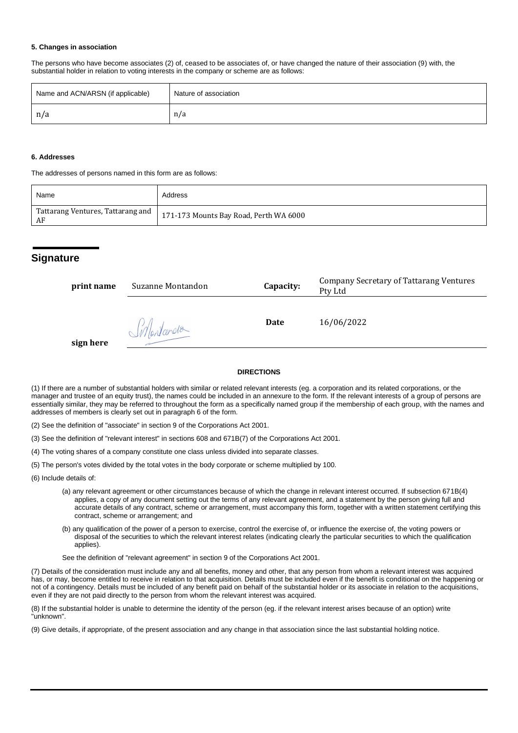#### 5. Changes in association

The persons who have become associates (2) of, ceased to be associates of, or have changed the nature of their association (9) with, the substantial holder in relation to voting interests in the company or scheme are as follows:

| Name and ACN/ARSN (if applicable) | Nature of association |
|---|---|
| n/a | n/a |

#### 6. Addresses

The addresses of persons named in this form are as follows:

| Name | Address |
|---|---|
| Tattarang Ventures, Tattarang and AF | 171-173 Mounts Bay Road, Perth WA 6000 |

## Signature

| | | | |
|---|---|---|---|
| **print name** | Suzanne Montandon | **Capacity:** | Company Secretary of Tattarang Ventures Pty Ltd |
| **sign here** | SMontandon | **Date** | 16/06/2022 |

**DIRECTIONS**

(1) If there are a number of substantial holders with similar or related relevant interests (eg. a corporation and its related corporations, or the manager and trustee of an equity trust), the names could be included in an annexure to the form. If the relevant interests of a group of persons are essentially similar, they may be referred to throughout the form as a specifically named group if the membership of each group, with the names and addresses of members is clearly set out in paragraph 6 of the form.

(2) See the definition of "associate" in section 9 of the Corporations Act 2001.

(3) See the definition of "relevant interest" in sections 608 and 671B(7) of the Corporations Act 2001.

(4) The voting shares of a company constitute one class unless divided into separate classes.

(5) The person's votes divided by the total votes in the body corporate or scheme multiplied by 100.

(6) Include details of:

(a) any relevant agreement or other circumstances because of which the change in relevant interest occurred. If subsection 671B(4) applies, a copy of any document setting out the terms of any relevant agreement, and a statement by the person giving full and accurate details of any contract, scheme or arrangement, must accompany this form, together with a written statement certifying this contract, scheme or arrangement; and

(b) any qualification of the power of a person to exercise, control the exercise of, or influence the exercise of, the voting powers or disposal of the securities to which the relevant interest relates (indicating clearly the particular securities to which the qualification applies).

See the definition of "relevant agreement" in section 9 of the Corporations Act 2001.

(7) Details of the consideration must include any and all benefits, money and other, that any person from whom a relevant interest was acquired has, or may, become entitled to receive in relation to that acquisition. Details must be included even if the benefit is conditional on the happening or not of a contingency. Details must be included of any benefit paid on behalf of the substantial holder or its associate in relation to the acquisitions, even if they are not paid directly to the person from whom the relevant interest was acquired.

(8) If the substantial holder is unable to determine the identity of the person (eg. if the relevant interest arises because of an option) write "unknown".

(9) Give details, if appropriate, of the present association and any change in that association since the last substantial holding notice.